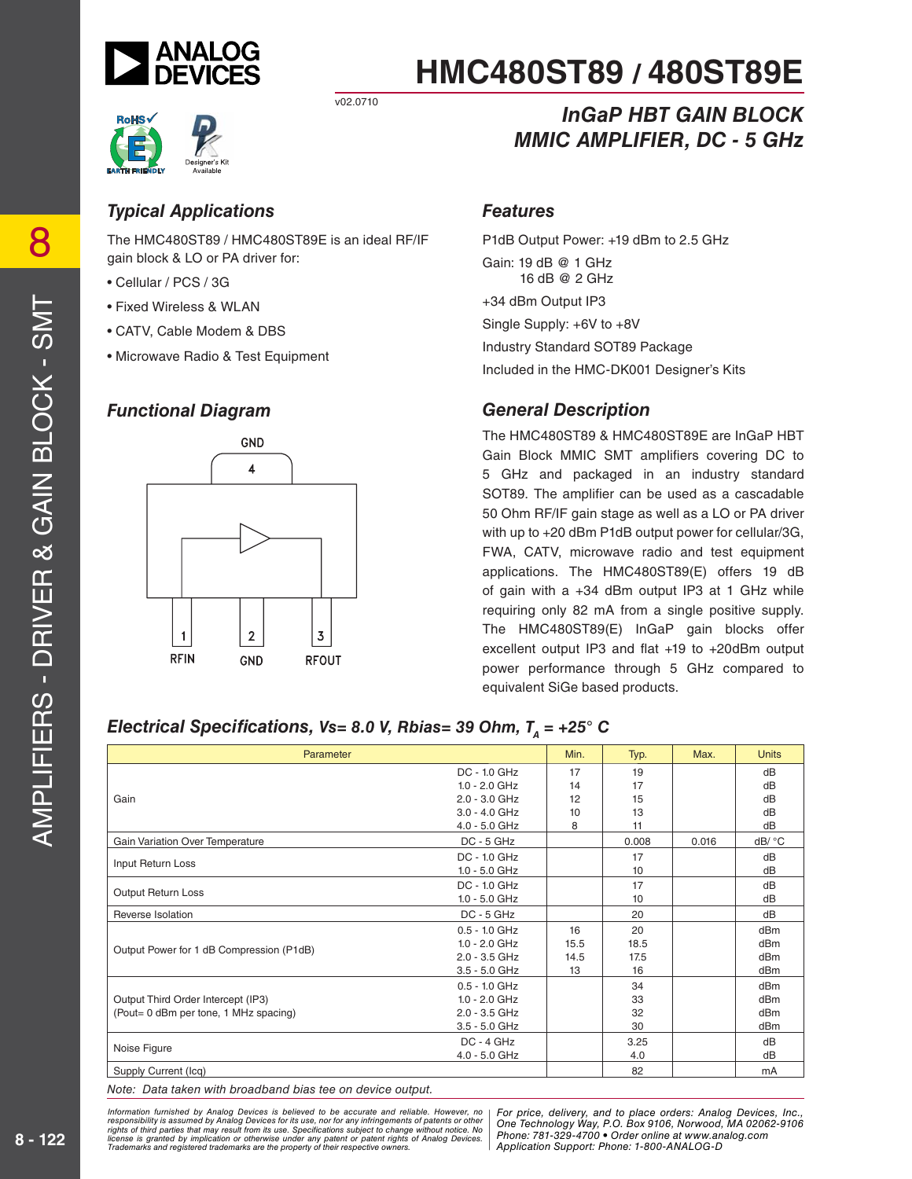# HMC480ST89 / 480ST89E

v02.0710

## InGaP HBT GAIN BLOCK MMIC AMPLIFIER, DC - 5 GHz

### Typical Applications

The HMC480ST89 / HMC480ST89E is an ideal RF/IF gain block & LO or PA driver for:

- Cellular / PCS / 3G
- Fixed Wireless & WLAN
- CATV, Cable Modem & DBS
- Microwave Radio & Test Equipment

### Features

P1dB Output Power: +19 dBm to 2.5 GHz

Gain: 19 dB @ 1 GHz
16 dB @ 2 GHz

+34 dBm Output IP3

Single Supply: +6V to +8V

Industry Standard SOT89 Package

Included in the HMC-DK001 Designer's Kits

### Functional Diagram

GND
4
1 RFIN
2 GND
3 RFOUT

### General Description

The HMC480ST89 & HMC480ST89E are InGaP HBT Gain Block MMIC SMT amplifiers covering DC to 5 GHz and packaged in an industry standard SOT89. The amplifier can be used as a cascadable 50 Ohm RF/IF gain stage as well as a LO or PA driver with up to +20 dBm P1dB output power for cellular/3G, FWA, CATV, microwave radio and test equipment applications. The HMC480ST89(E) offers 19 dB of gain with a +34 dBm output IP3 at 1 GHz while requiring only 82 mA from a single positive supply. The HMC480ST89(E) InGaP gain blocks offer excellent output IP3 and flat +19 to +20dBm output power performance through 5 GHz compared to equivalent SiGe based products.

### Electrical Specifications, Vs= 8.0 V, Rbias= 39 Ohm, $T_A$ = +25° C

| Parameter | | Min. | Typ. | Max. | Units |
|---|---|---|---|---|---|
| Gain | DC - 1.0 GHz | 17 | 19 | | dB |
| | 1.0 - 2.0 GHz | 14 | 17 | | dB |
| | 2.0 - 3.0 GHz | 12 | 15 | | dB |
| | 3.0 - 4.0 GHz | 10 | 13 | | dB |
| | 4.0 - 5.0 GHz | 8 | 11 | | dB |
| Gain Variation Over Temperature | DC - 5 GHz | | 0.008 | 0.016 | dB/ °C |
| Input Return Loss | DC - 1.0 GHz | | 17 | | dB |
| | 1.0 - 5.0 GHz | | 10 | | dB |
| Output Return Loss | DC - 1.0 GHz | | 17 | | dB |
| | 1.0 - 5.0 GHz | | 10 | | dB |
| Reverse Isolation | DC - 5 GHz | | 20 | | dB |
| Output Power for 1 dB Compression (P1dB) | 0.5 - 1.0 GHz | 16 | 20 | | dBm |
| | 1.0 - 2.0 GHz | 15.5 | 18.5 | | dBm |
| | 2.0 - 3.5 GHz | 14.5 | 17.5 | | dBm |
| | 3.5 - 5.0 GHz | 13 | 16 | | dBm |
| Output Third Order Intercept (IP3) (Pout= 0 dBm per tone, 1 MHz spacing) | 0.5 - 1.0 GHz | | 34 | | dBm |
| | 1.0 - 2.0 GHz | | 33 | | dBm |
| | 2.0 - 3.5 GHz | | 32 | | dBm |
| | 3.5 - 5.0 GHz | | 30 | | dBm |
| Noise Figure | DC - 4 GHz | | 3.25 | | dB |
| | 4.0 - 5.0 GHz | | 4.0 | | dB |
| Supply Current (Icq) | | | 82 | | mA |

*Note: Data taken with broadband bias tee on device output.*

*Information furnished by Analog Devices is believed to be accurate and reliable. However, no responsibility is assumed by Analog Devices for its use, nor for any infringements of patents or other rights of third parties that may result from its use. Specifications subject to change without notice. No license is granted by implication or otherwise under any patent or patent rights of Analog Devices. Trademarks and registered trademarks are the property of their respective owners.*

*For price, delivery, and to place orders: Analog Devices, Inc., One Technology Way, P.O. Box 9106, Norwood, MA 02062-9106 Phone: 781-329-4700 • Order online at www.analog.com Application Support: Phone: 1-800-ANALOG-D*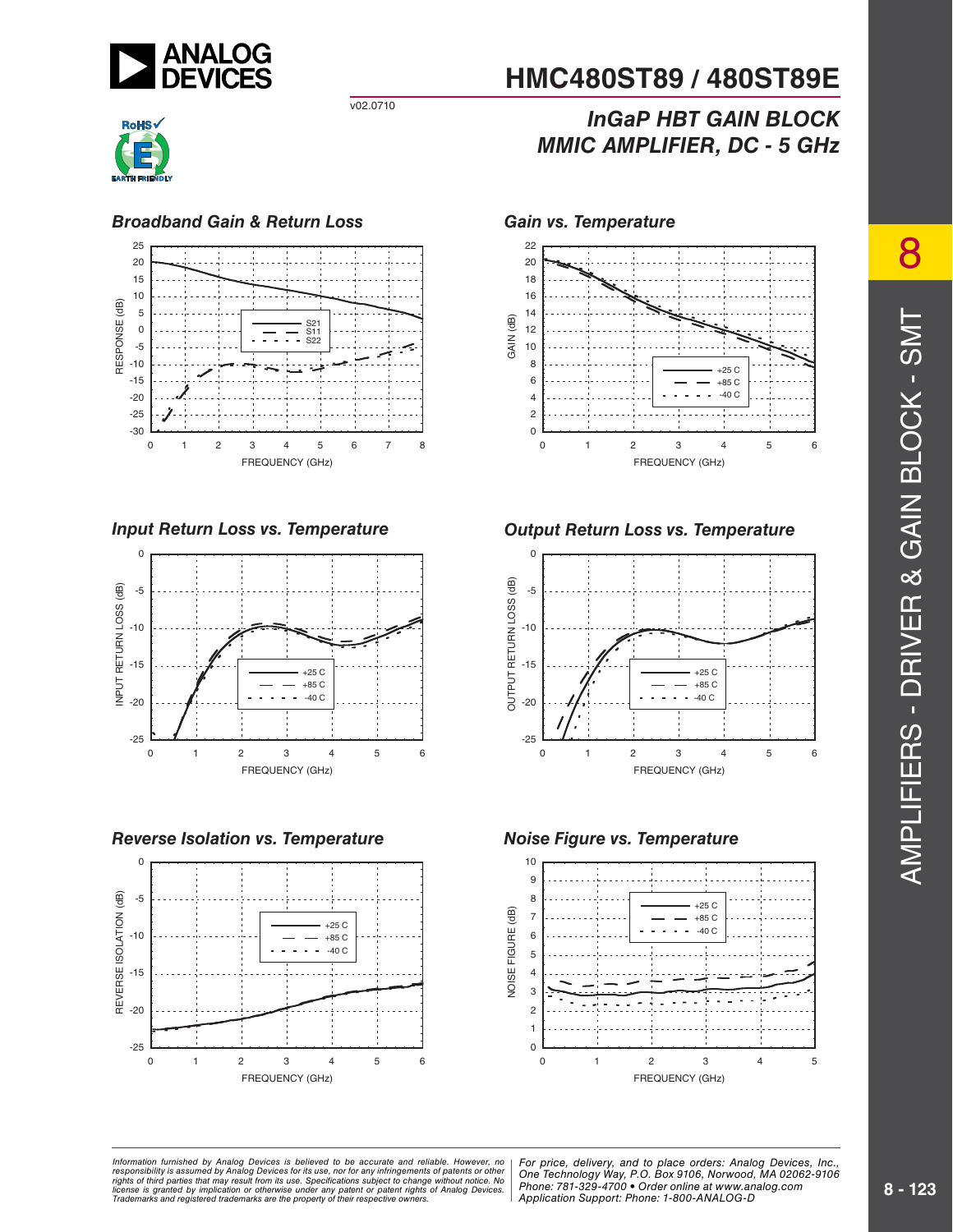# HMC480ST89 / 480ST89E

v02.0710

## InGaP HBT GAIN BLOCK MMIC AMPLIFIER, DC - 5 GHz

### Broadband Gain & Return Loss

RESPONSE (dB)
25
20
15
10
5
0
-5
-10
-15
-20
-25
-30

0 1 2 3 4 5 6 7 8

FREQUENCY (GHz)

S21
S11
S22

### Gain vs. Temperature

GAIN (dB)
22
20
18
16
14
12
10
8
6
4
2
0

0 1 2 3 4 5 6

FREQUENCY (GHz)

+25 C
+85 C
-40 C

### Input Return Loss vs. Temperature

INPUT RETURN LOSS (dB)
0
-5
-10
-15
-20
-25

0 1 2 3 4 5 6

FREQUENCY (GHz)

+25 C
+85 C
-40 C

### Output Return Loss vs. Temperature

OUTPUT RETURN LOSS (dB)
0
-5
-10
-15
-20
-25

0 1 2 3 4 5 6

FREQUENCY (GHz)

+25 C
+85 C
-40 C

### Reverse Isolation vs. Temperature

REVERSE ISOLATION (dB)
0
-5
-10
-15
-20
-25

0 1 2 3 4 5 6

FREQUENCY (GHz)

+25 C
+85 C
-40 C

### Noise Figure vs. Temperature

NOISE FIGURE (dB)
10
9
8
7
6
5
4
3
2
1
0

0 1 2 3 4 5

FREQUENCY (GHz)

+25 C
+85 C
-40 C

*Information furnished by Analog Devices is believed to be accurate and reliable. However, no responsibility is assumed by Analog Devices for its use, nor for any infringements of patents or other rights of third parties that may result from its use. Specifications subject to change without notice. No license is granted by implication or otherwise under any patent or patent rights of Analog Devices. Trademarks and registered trademarks are the property of their respective owners.*

*For price, delivery, and to place orders: Analog Devices, Inc., One Technology Way, P.O. Box 9106, Norwood, MA 02062-9106
Phone: 781-329-4700 • Order online at www.analog.com
Application Support: Phone: 1-800-ANALOG-D*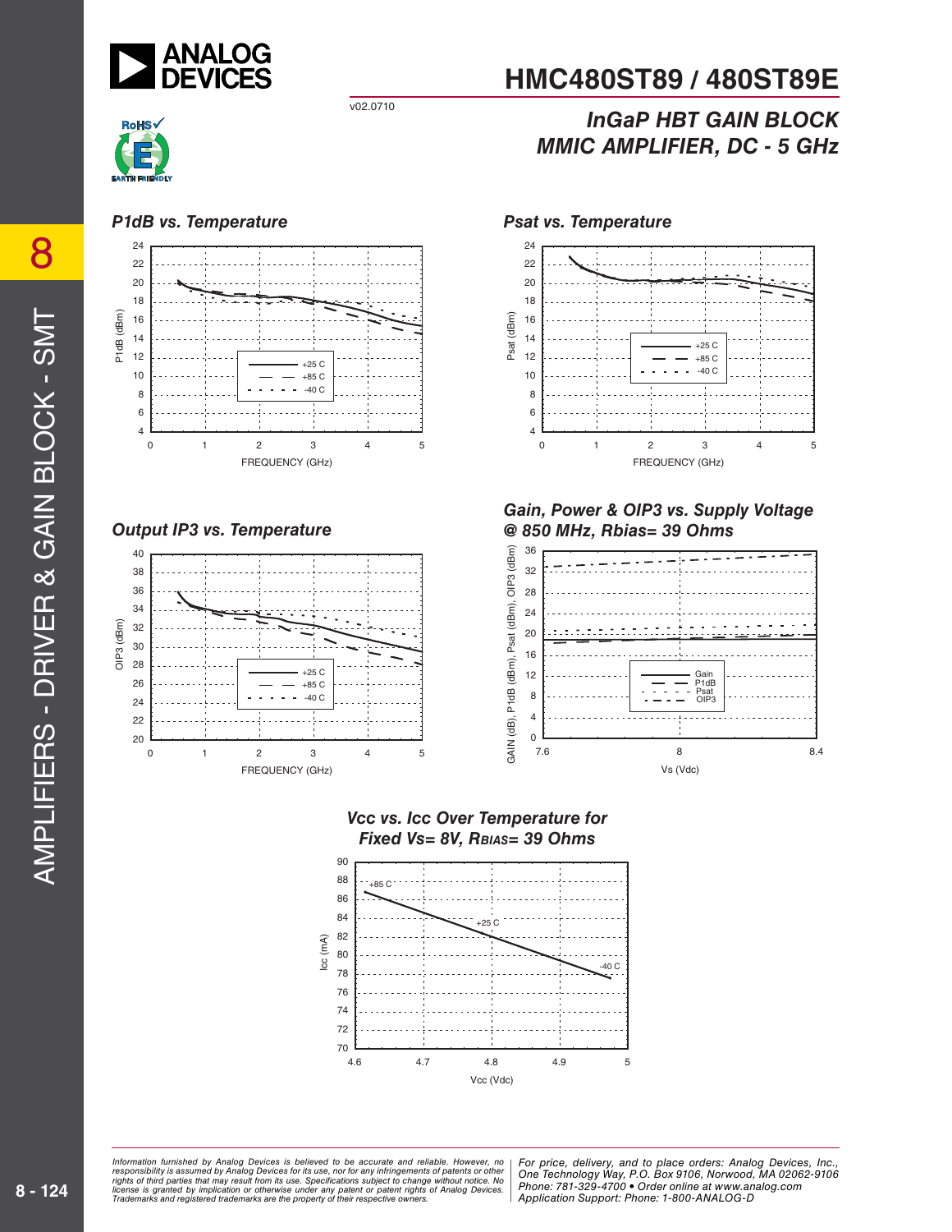## P1dB vs. Temperature

P1dB (dBm)

24
22
20
18
16
14
12
10
8
6
4

0 1 2 3 4 5

FREQUENCY (GHz)

+25 C
+85 C
-40 C

## Psat vs. Temperature

Psat (dBm)

24
22
20
18
16
14
12
10
8
6
4

0 1 2 3 4 5

FREQUENCY (GHz)

+25 C
+85 C
-40 C

## Output IP3 vs. Temperature

OIP3 (dBm)

40
38
36
34
32
30
28
26
24
22
20

0 1 2 3 4 5

FREQUENCY (GHz)

+25 C
+85 C
-40 C

## Gain, Power & OIP3 vs. Supply Voltage @ 850 MHz, Rbias= 39 Ohms

GAIN (dB), P1dB (dBm), Psat (dBm), OIP3 (dBm)

36
32
28
24
20
16
12
8
4
0

7.6 8 8.4

Vs (Vdc)

Gain
P1dB
Psat
OIP3

## Vcc vs. Icc Over Temperature for Fixed Vs= 8V, $R_{BIAS}$= 39 Ohms

Icc (mA)

90
88
86
84
82
80
78
76
74
72
70

4.6 4.7 4.8 4.9 5

Vcc (Vdc)

+85 C
+25 C
-40 C

*Information furnished by Analog Devices is believed to be accurate and reliable. However, no responsibility is assumed by Analog Devices for its use, nor for any infringements of patents or other rights of third parties that may result from its use. Specifications subject to change without notice. No license is granted by implication or otherwise under any patent or patent rights of Analog Devices. Trademarks and registered trademarks are the property of their respective owners.*

*For price, delivery, and to place orders: Analog Devices, Inc., One Technology Way, P.O. Box 9106, Norwood, MA 02062-9106 Phone: 781-329-4700 • Order online at www.analog.com Application Support: Phone: 1-800-ANALOG-D*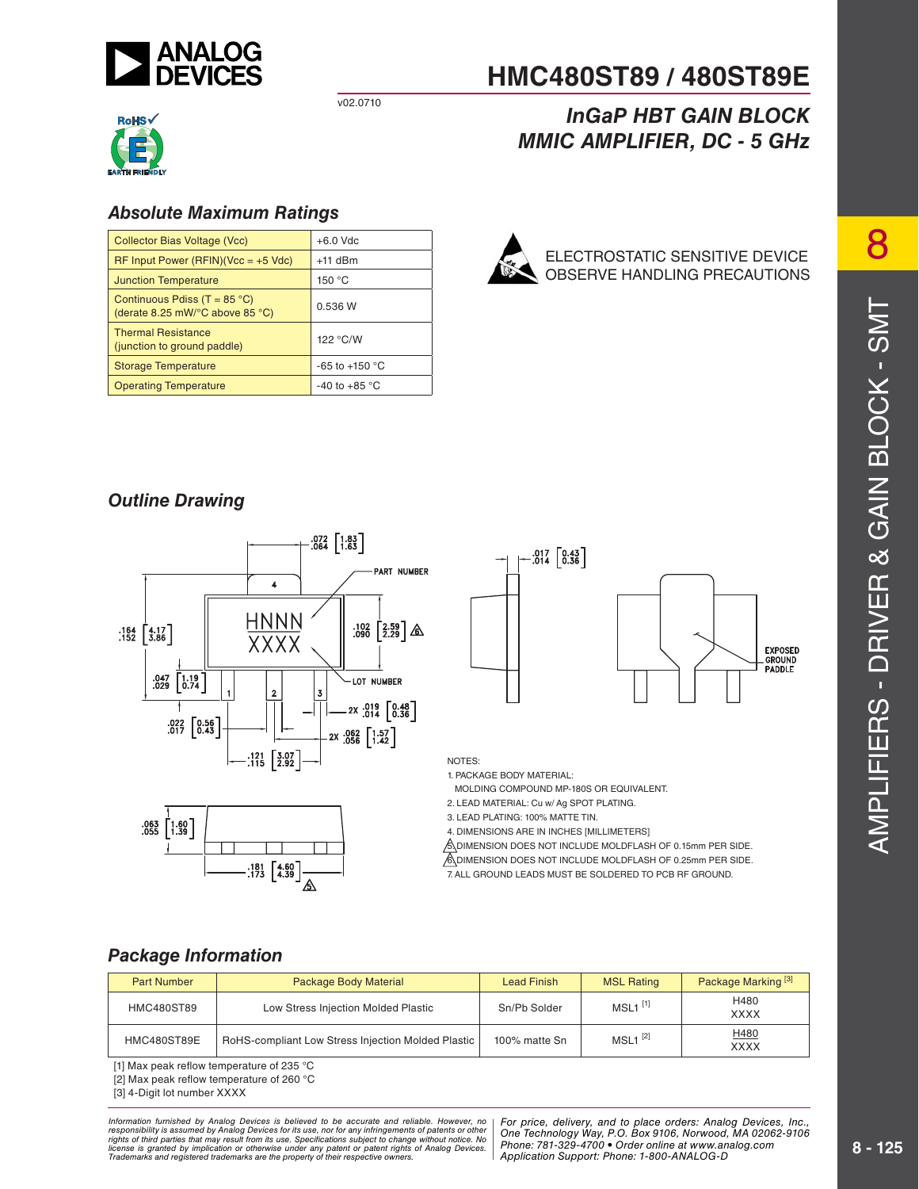# HMC480ST89 / 480ST89E

v02.0710

## InGaP HBT GAIN BLOCK MMIC AMPLIFIER, DC - 5 GHz

### Absolute Maximum Ratings

| | |
|---|---|
| Collector Bias Voltage (Vcc) | +6.0 Vdc |
| RF Input Power (RFIN)(Vcc = +5 Vdc) | +11 dBm |
| Junction Temperature | 150 °C |
| Continuous Pdiss (T = 85 °C) (derate 8.25 mW/°C above 85 °C) | 0.536 W |
| Thermal Resistance (junction to ground paddle) | 122 °C/W |
| Storage Temperature | -65 to +150 °C |
| Operating Temperature | -40 to +85 °C |

ELECTROSTATIC SENSITIVE DEVICE
OBSERVE HANDLING PRECAUTIONS

### Outline Drawing

PART NUMBER
LOT NUMBER
HNNN
XXXX
EXPOSED GROUND PADDLE

.072 [1.83] / .064 [1.63]
.164 [4.17] / .152 [3.86]
.102 [2.59] / .090 [2.29] 6
.047 [1.19] / .029 [0.74]
2X .019 [0.48] / .014 [0.36]
.022 [0.56] / .017 [0.43]
2X .062 [1.57] / .056 [1.42]
.121 [3.07] / .115 [2.92]
.017 [0.43] / .014 [0.36]
.063 [1.60] / .055 [1.39]
.181 [4.60] / .173 [4.39] 5

NOTES:

1. PACKAGE BODY MATERIAL: MOLDING COMPOUND MP-180S OR EQUIVALENT.
2. LEAD MATERIAL: Cu w/ Ag SPOT PLATING.
3. LEAD PLATING: 100% MATTE TIN.
4. DIMENSIONS ARE IN INCHES [MILLIMETERS]
5. DIMENSION DOES NOT INCLUDE MOLDFLASH OF 0.15mm PER SIDE.
6. DIMENSION DOES NOT INCLUDE MOLDFLASH OF 0.25mm PER SIDE.
7. ALL GROUND LEADS MUST BE SOLDERED TO PCB RF GROUND.

### Package Information

| Part Number | Package Body Material | Lead Finish | MSL Rating | Package Marking [3] |
|---|---|---|---|---|
| HMC480ST89 | Low Stress Injection Molded Plastic | Sn/Pb Solder | MSL1 [1] | H480 XXXX |
| HMC480ST89E | RoHS-compliant Low Stress Injection Molded Plastic | 100% matte Sn | MSL1 [2] | H480 XXXX |

[1] Max peak reflow temperature of 235 °C
[2] Max peak reflow temperature of 260 °C
[3] 4-Digit lot number XXXX

*Information furnished by Analog Devices is believed to be accurate and reliable. However, no responsibility is assumed by Analog Devices for its use, nor for any infringements of patents or other rights of third parties that may result from its use. Specifications subject to change without notice. No license is granted by implication or otherwise under any patent or patent rights of Analog Devices. Trademarks and registered trademarks are the property of their respective owners.*

*For price, delivery, and to place orders: Analog Devices, Inc., One Technology Way, P.O. Box 9106, Norwood, MA 02062-9106 Phone: 781-329-4700 • Order online at www.analog.com Application Support: Phone: 1-800-ANALOG-D*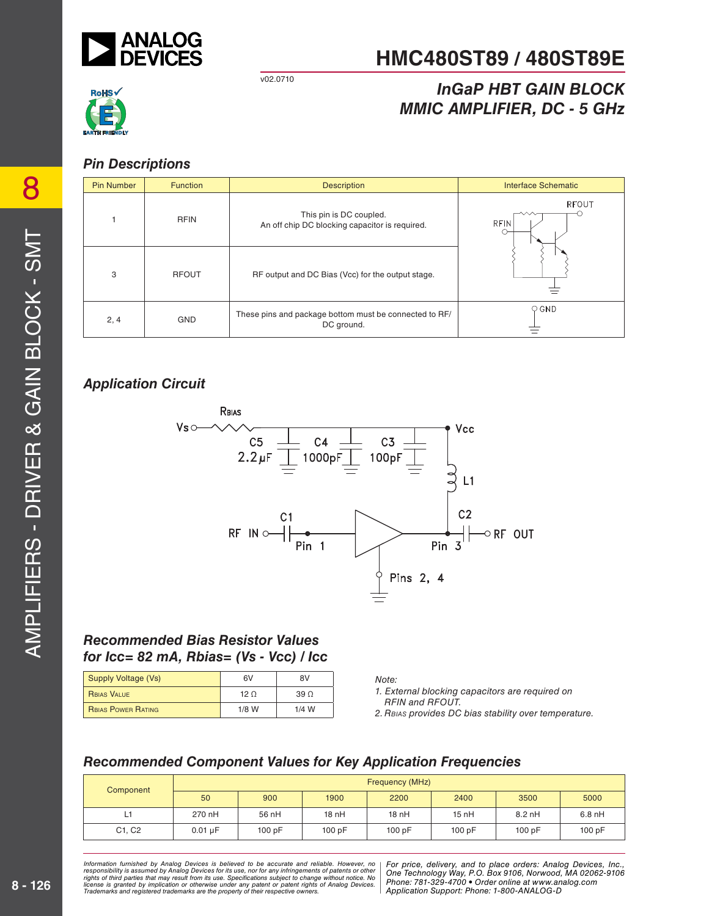# HMC480ST89 / 480ST89E

v02.0710

## InGaP HBT GAIN BLOCK MMIC AMPLIFIER, DC - 5 GHz

### Pin Descriptions

| Pin Number | Function | Description | Interface Schematic |
|---|---|---|---|
| 1 | RFIN | This pin is DC coupled. An off chip DC blocking capacitor is required. | |
| 3 | RFOUT | RF output and DC Bias (Vcc) for the output stage. | |
| 2, 4 | GND | These pins and package bottom must be connected to RF/DC ground. | |

### Application Circuit

### Recommended Bias Resistor Values for Icc= 82 mA, Rbias= (Vs - Vcc) / Icc

| Supply Voltage (Vs) | 6V | 8V |
|---|---|---|
| RBIAS VALUE | 12 Ω | 39 Ω |
| RBIAS POWER RATING | 1/8 W | 1/4 W |

*Note:*
*1. External blocking capacitors are required on RFIN and RFOUT.*
*2. RBIAS provides DC bias stability over temperature.*

### Recommended Component Values for Key Application Frequencies

| Component | Frequency (MHz) | | | | | | |
|---|---|---|---|---|---|---|---|
| | 50 | 900 | 1900 | 2200 | 2400 | 3500 | 5000 |
| L1 | 270 nH | 56 nH | 18 nH | 18 nH | 15 nH | 8.2 nH | 6.8 nH |
| C1, C2 | 0.01 μF | 100 pF | 100 pF | 100 pF | 100 pF | 100 pF | 100 pF |

*Information furnished by Analog Devices is believed to be accurate and reliable. However, no responsibility is assumed by Analog Devices for its use, nor for any infringements of patents or other rights of third parties that may result from its use. Specifications subject to change without notice. No license is granted by implication or otherwise under any patent or patent rights of Analog Devices. Trademarks and registered trademarks are the property of their respective owners.*

*For price, delivery, and to place orders: Analog Devices, Inc., One Technology Way, P.O. Box 9106, Norwood, MA 02062-9106 Phone: 781-329-4700 • Order online at www.analog.com Application Support: Phone: 1-800-ANALOG-D*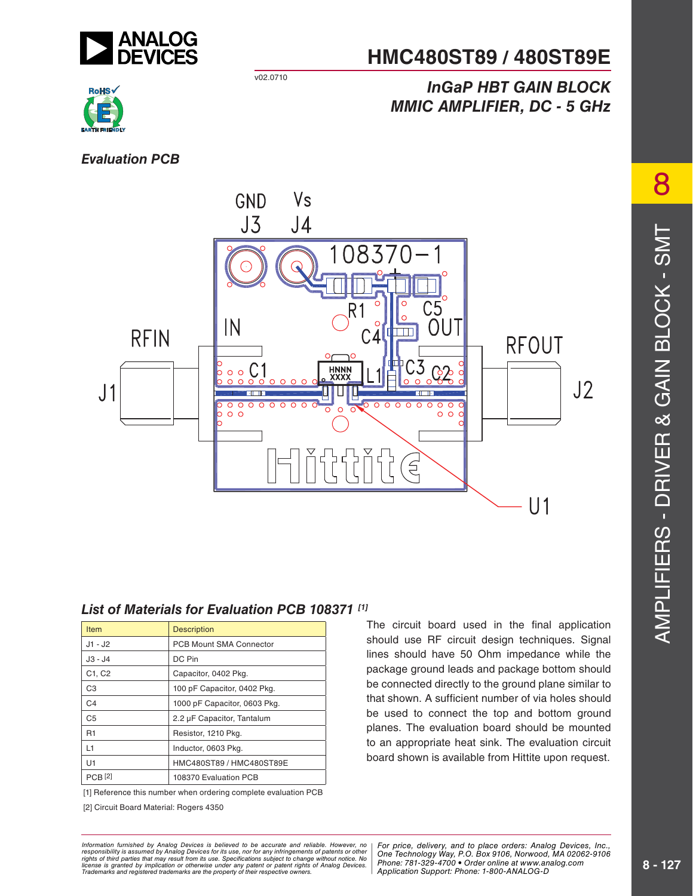## Evaluation PCB

GND
J3
Vs
J4
108370-1
R1
C5
IN
C4
OUT
RFIN
RFOUT
C1
HNNN
XXXX
L1
C3
C2
J1
J2
U1

### List of Materials for Evaluation PCB 108371 [1]

| Item | Description |
|---|---|
| J1 - J2 | PCB Mount SMA Connector |
| J3 - J4 | DC Pin |
| C1, C2 | Capacitor, 0402 Pkg. |
| C3 | 100 pF Capacitor, 0402 Pkg. |
| C4 | 1000 pF Capacitor, 0603 Pkg. |
| C5 | 2.2 µF Capacitor, Tantalum |
| R1 | Resistor, 1210 Pkg. |
| L1 | Inductor, 0603 Pkg. |
| U1 | HMC480ST89 / HMC480ST89E |
| PCB [2] | 108370 Evaluation PCB |

[1] Reference this number when ordering complete evaluation PCB

[2] Circuit Board Material: Rogers 4350

The circuit board used in the final application should use RF circuit design techniques. Signal lines should have 50 Ohm impedance while the package ground leads and package bottom should be connected directly to the ground plane similar to that shown. A sufficient number of via holes should be used to connect the top and bottom ground planes. The evaluation board should be mounted to an appropriate heat sink. The evaluation circuit board shown is available from Hittite upon request.